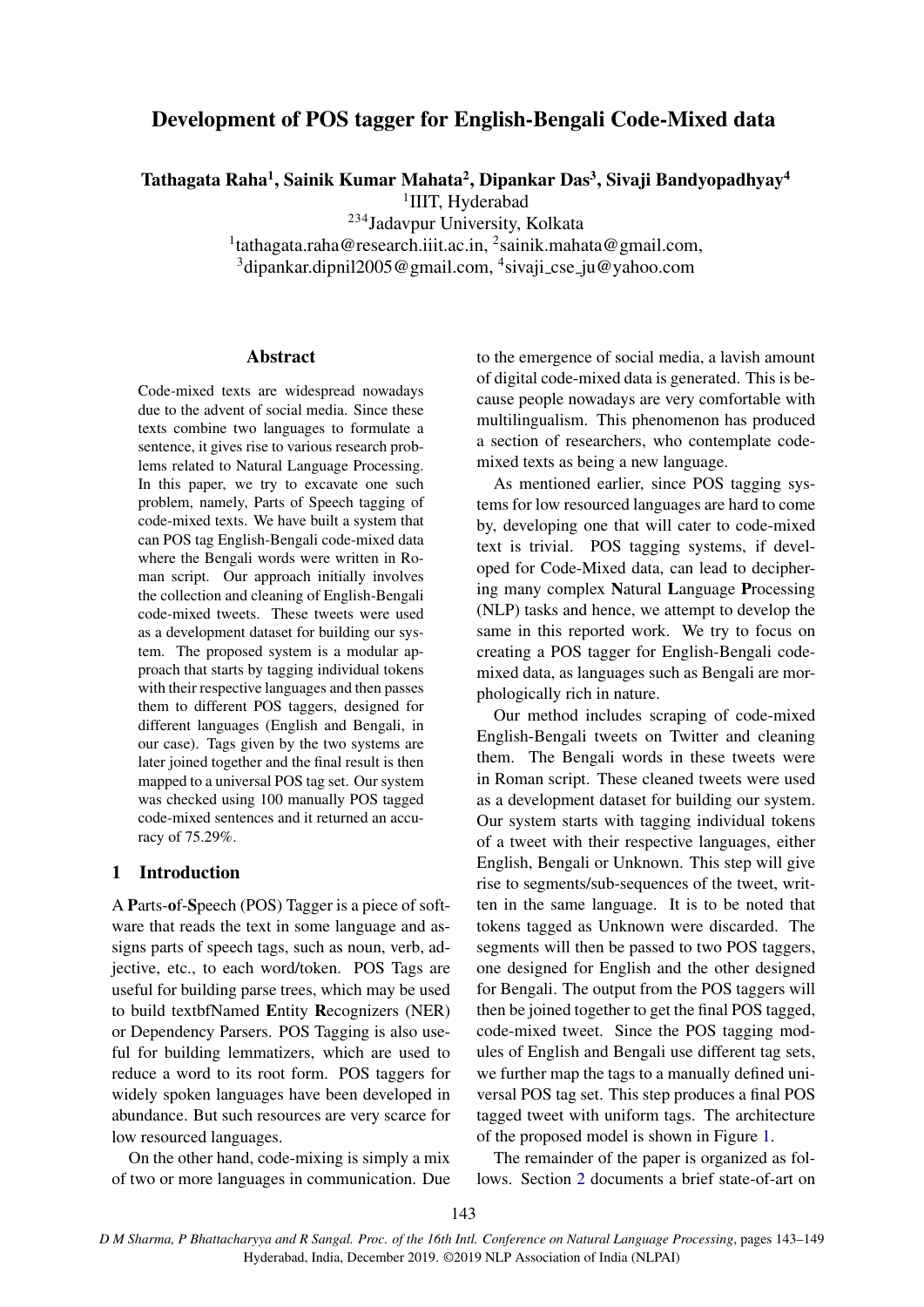# Development of POS tagger for English-Bengali Code-Mixed data

**Tathagata Raha[1], Sainik Kumar Mahata[2], Dipankar Das[3], Sivaji Bandyopadhyay[4]**

[1]IIIT, Hyderabad

[234]Jadavpur University, Kolkata

[1]tathagata.raha@research.iiit.ac.in, [2]sainik.mahata@gmail.com,

[3]dipankar.dipnil2005@gmail.com, [4]sivaji_cse_ju@yahoo.com

## Abstract

Code-mixed texts are widespread nowadays due to the advent of social media. Since these texts combine two languages to formulate a sentence, it gives rise to various research problems related to Natural Language Processing. In this paper, we try to excavate one such problem, namely, Parts of Speech tagging of code-mixed texts. We have built a system that can POS tag English-Bengali code-mixed data where the Bengali words were written in Roman script. Our approach initially involves the collection and cleaning of English-Bengali code-mixed tweets. These tweets were used as a development dataset for building our system. The proposed system is a modular approach that starts by tagging individual tokens with their respective languages and then passes them to different POS taggers, designed for different languages (English and Bengali, in our case). Tags given by the two systems are later joined together and the final result is then mapped to a universal POS tag set. Our system was checked using 100 manually POS tagged code-mixed sentences and it returned an accuracy of 75.29%.

## 1 Introduction

A **P**arts-**o**f-**S**peech (POS) Tagger is a piece of software that reads the text in some language and assigns parts of speech tags, such as noun, verb, adjective, etc., to each word/token. POS Tags are useful for building parse trees, which may be used to build textbfNamed **E**ntity **R**ecognizers (NER) or Dependency Parsers. POS Tagging is also useful for building lemmatizers, which are used to reduce a word to its root form. POS taggers for widely spoken languages have been developed in abundance. But such resources are very scarce for low resourced languages.

On the other hand, code-mixing is simply a mix of two or more languages in communication. Due to the emergence of social media, a lavish amount of digital code-mixed data is generated. This is because people nowadays are very comfortable with multilingualism. This phenomenon has produced a section of researchers, who contemplate code-mixed texts as being a new language.

As mentioned earlier, since POS tagging systems for low resourced languages are hard to come by, developing one that will cater to code-mixed text is trivial. POS tagging systems, if developed for Code-Mixed data, can lead to deciphering many complex **N**atural **L**anguage **P**rocessing (NLP) tasks and hence, we attempt to develop the same in this reported work. We try to focus on creating a POS tagger for English-Bengali code-mixed data, as languages such as Bengali are morphologically rich in nature.

Our method includes scraping of code-mixed English-Bengali tweets on Twitter and cleaning them. The Bengali words in these tweets were in Roman script. These cleaned tweets were used as a development dataset for building our system. Our system starts with tagging individual tokens of a tweet with their respective languages, either English, Bengali or Unknown. This step will give rise to segments/sub-sequences of the tweet, written in the same language. It is to be noted that tokens tagged as Unknown were discarded. The segments will then be passed to two POS taggers, one designed for English and the other designed for Bengali. The output from the POS taggers will then be joined together to get the final POS tagged, code-mixed tweet. Since the POS tagging modules of English and Bengali use different tag sets, we further map the tags to a manually defined universal POS tag set. This step produces a final POS tagged tweet with uniform tags. The architecture of the proposed model is shown in Figure 1.

The remainder of the paper is organized as follows. Section 2 documents a brief state-of-art on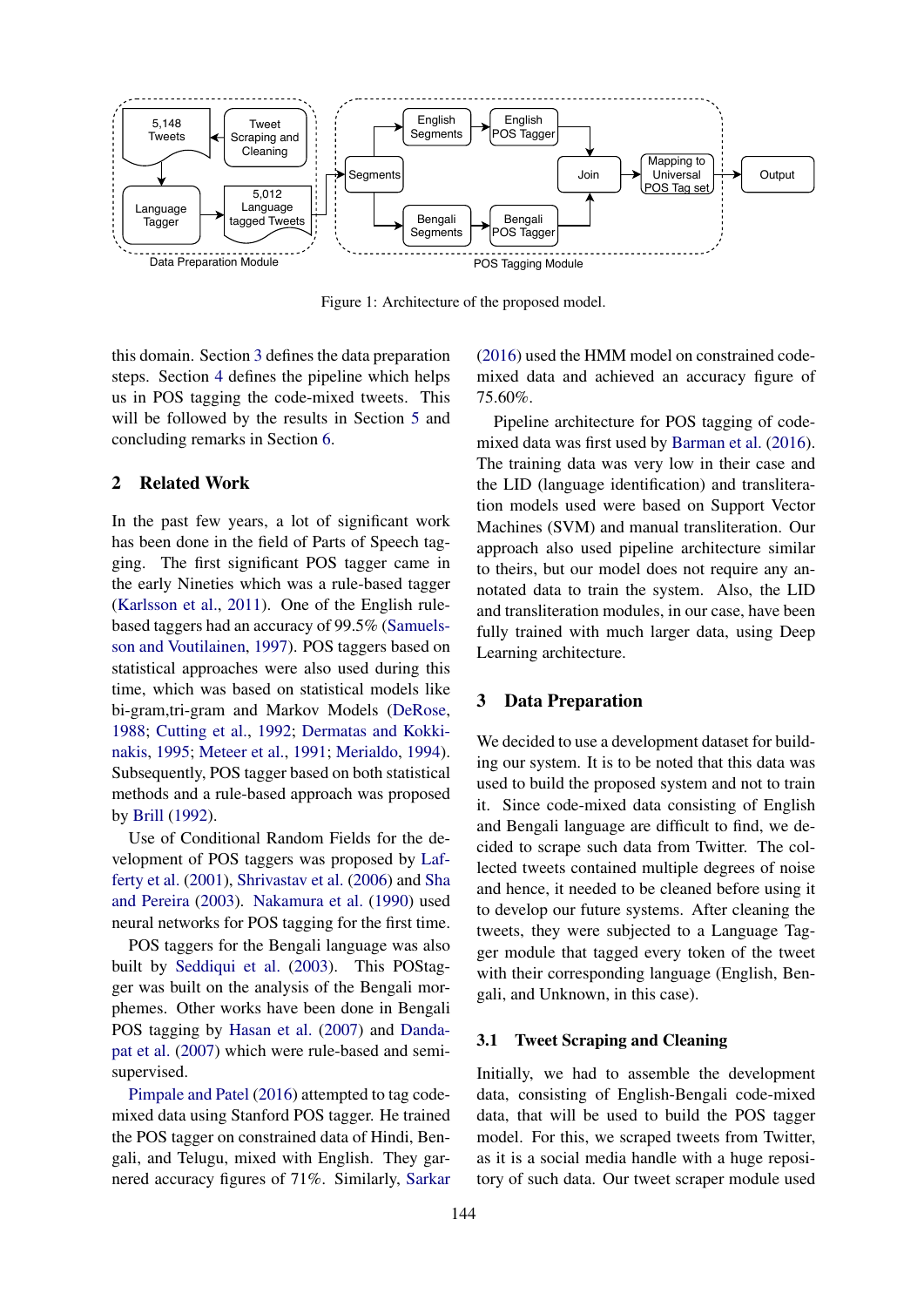Figure 1: Architecture of the proposed model.

this domain. Section 3 defines the data preparation steps. Section 4 defines the pipeline which helps us in POS tagging the code-mixed tweets. This will be followed by the results in Section 5 and concluding remarks in Section 6.

## 2 Related Work

In the past few years, a lot of significant work has been done in the field of Parts of Speech tagging. The first significant POS tagger came in the early Nineties which was a rule-based tagger (Karlsson et al., 2011). One of the English rule-based taggers had an accuracy of 99.5% (Samuelsson and Voutilainen, 1997). POS taggers based on statistical approaches were also used during this time, which was based on statistical models like bi-gram,tri-gram and Markov Models (DeRose, 1988; Cutting et al., 1992; Dermatas and Kokkinakis, 1995; Meteer et al., 1991; Merialdo, 1994). Subsequently, POS tagger based on both statistical methods and a rule-based approach was proposed by Brill (1992).

Use of Conditional Random Fields for the development of POS taggers was proposed by Lafferty et al. (2001), Shrivastav et al. (2006) and Sha and Pereira (2003). Nakamura et al. (1990) used neural networks for POS tagging for the first time.

POS taggers for the Bengali language was also built by Seddiqui et al. (2003). This POStagger was built on the analysis of the Bengali morphemes. Other works have been done in Bengali POS tagging by Hasan et al. (2007) and Dandapat et al. (2007) which were rule-based and semi-supervised.

Pimpale and Patel (2016) attempted to tag code-mixed data using Stanford POS tagger. He trained the POS tagger on constrained data of Hindi, Bengali, and Telugu, mixed with English. They garnered accuracy figures of 71%. Similarly, Sarkar (2016) used the HMM model on constrained code-mixed data and achieved an accuracy figure of 75.60%.

Pipeline architecture for POS tagging of code-mixed data was first used by Barman et al. (2016). The training data was very low in their case and the LID (language identification) and transliteration models used were based on Support Vector Machines (SVM) and manual transliteration. Our approach also used pipeline architecture similar to theirs, but our model does not require any annotated data to train the system. Also, the LID and transliteration modules, in our case, have been fully trained with much larger data, using Deep Learning architecture.

## 3 Data Preparation

We decided to use a development dataset for building our system. It is to be noted that this data was used to build the proposed system and not to train it. Since code-mixed data consisting of English and Bengali language are difficult to find, we decided to scrape such data from Twitter. The collected tweets contained multiple degrees of noise and hence, it needed to be cleaned before using it to develop our future systems. After cleaning the tweets, they were subjected to a Language Tagger module that tagged every token of the tweet with their corresponding language (English, Bengali, and Unknown, in this case).

### 3.1 Tweet Scraping and Cleaning

Initially, we had to assemble the development data, consisting of English-Bengali code-mixed data, that will be used to build the POS tagger model. For this, we scraped tweets from Twitter, as it is a social media handle with a huge repository of such data. Our tweet scraper module used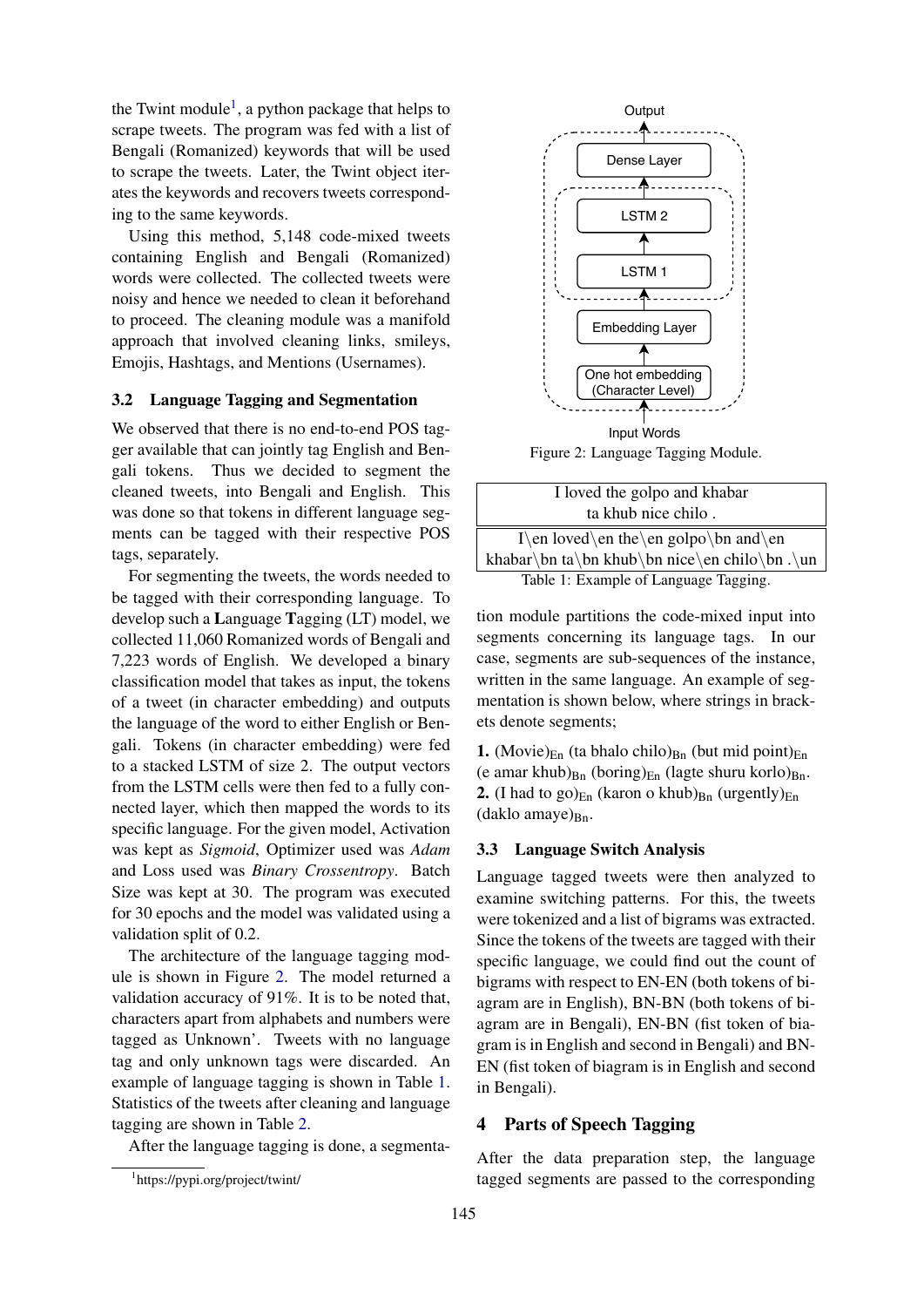the Twint module[1], a python package that helps to scrape tweets. The program was fed with a list of Bengali (Romanized) keywords that will be used to scrape the tweets. Later, the Twint object iterates the keywords and recovers tweets corresponding to the same keywords.

Using this method, 5,148 code-mixed tweets containing English and Bengali (Romanized) words were collected. The collected tweets were noisy and hence we needed to clean it beforehand to proceed. The cleaning module was a manifold approach that involved cleaning links, smileys, Emojis, Hashtags, and Mentions (Usernames).

### 3.2 Language Tagging and Segmentation

We observed that there is no end-to-end POS tagger available that can jointly tag English and Bengali tokens. Thus we decided to segment the cleaned tweets, into Bengali and English. This was done so that tokens in different language segments can be tagged with their respective POS tags, separately.

For segmenting the tweets, the words needed to be tagged with their corresponding language. To develop such a **L**anguage **T**agging (LT) model, we collected 11,060 Romanized words of Bengali and 7,223 words of English. We developed a binary classification model that takes as input, the tokens of a tweet (in character embedding) and outputs the language of the word to either English or Bengali. Tokens (in character embedding) were fed to a stacked LSTM of size 2. The output vectors from the LSTM cells were then fed to a fully connected layer, which then mapped the words to its specific language. For the given model, Activation was kept as *Sigmoid*, Optimizer used was *Adam* and Loss used was *Binary Crossentropy*. Batch Size was kept at 30. The program was executed for 30 epochs and the model was validated using a validation split of 0.2.

The architecture of the language tagging module is shown in Figure 2. The model returned a validation accuracy of 91%. It is to be noted that, characters apart from alphabets and numbers were tagged as Unknown'. Tweets with no language tag and only unknown tags were discarded. An example of language tagging is shown in Table 1. Statistics of the tweets after cleaning and language tagging are shown in Table 2.

After the language tagging is done, a segmentation module partitions the code-mixed input into segments concerning its language tags. In our case, segments are sub-sequences of the instance, written in the same language. An example of segmentation is shown below, where strings in brackets denote segments;

Figure 2: Language Tagging Module.

| I loved the golpo and khabar ta khub nice chilo . |
|---|
| I\en loved\en the\en golpo\bn and\en khabar\bn ta\bn khub\bn nice\en chilo\bn .\un |

Table 1: Example of Language Tagging.

**1.** (Movie)$_{\text{En}}$ (ta bhalo chilo)$_{\text{Bn}}$ (but mid point)$_{\text{En}}$ (e amar khub)$_{\text{Bn}}$ (boring)$_{\text{En}}$ (lagte shuru korlo)$_{\text{Bn}}$.
**2.** (I had to go)$_{\text{En}}$ (karon o khub)$_{\text{Bn}}$ (urgently)$_{\text{En}}$ (daklo amaye)$_{\text{Bn}}$.

### 3.3 Language Switch Analysis

Language tagged tweets were then analyzed to examine switching patterns. For this, the tweets were tokenized and a list of bigrams was extracted. Since the tokens of the tweets are tagged with their specific language, we could find out the count of bigrams with respect to EN-EN (both tokens of biagram are in English), BN-BN (both tokens of biagram are in Bengali), EN-BN (fist token of biagram is in English and second in Bengali) and BN-EN (fist token of biagram is in English and second in Bengali).

## 4 Parts of Speech Tagging

After the data preparation step, the language tagged segments are passed to the corresponding

[1] https://pypi.org/project/twint/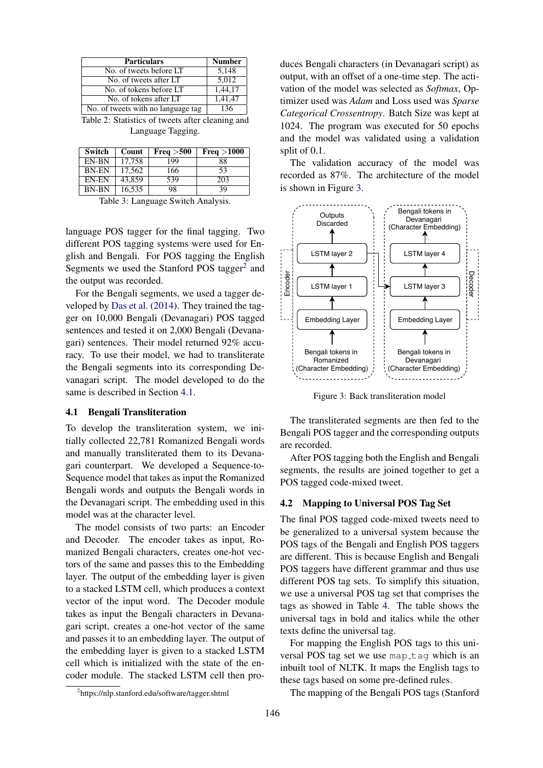| Particulars | Number |
|---|---|
| No. of tweets before LT | 5,148 |
| No. of tweets after LT | 5,012 |
| No. of tokens before LT | 1,44,17 |
| No. of tokens after LT | 1,41,47 |
| No. of tweets with no language tag | 136 |

Table 2: Statistics of tweets after cleaning and Language Tagging.

| Switch | Count | Freq >500 | Freq >1000 |
|---|---|---|---|
| EN-BN | 17,758 | 199 | 88 |
| BN-EN | 17,562 | 166 | 53 |
| EN-EN | 43,859 | 539 | 203 |
| BN-BN | 16,535 | 98 | 39 |

Table 3: Language Switch Analysis.

language POS tagger for the final tagging. Two different POS tagging systems were used for English and Bengali. For POS tagging the English Segments we used the Stanford POS tagger[2] and the output was recorded.

For the Bengali segments, we used a tagger developed by Das et al. (2014). They trained the tagger on 10,000 Bengali (Devanagari) POS tagged sentences and tested it on 2,000 Bengali (Devanagari) sentences. Their model returned 92% accuracy. To use their model, we had to transliterate the Bengali segments into its corresponding Devanagari script. The model developed to do the same is described in Section 4.1.

### 4.1 Bengali Transliteration

To develop the transliteration system, we initially collected 22,781 Romanized Bengali words and manually transliterated them to its Devanagari counterpart. We developed a Sequence-to-Sequence model that takes as input the Romanized Bengali words and outputs the Bengali words in the Devanagari script. The embedding used in this model was at the character level.

The model consists of two parts: an Encoder and Decoder. The encoder takes as input, Romanized Bengali characters, creates one-hot vectors of the same and passes this to the Embedding layer. The output of the embedding layer is given to a stacked LSTM cell, which produces a context vector of the input word. The Decoder module takes as input the Bengali characters in Devanagari script, creates a one-hot vector of the same and passes it to an embedding layer. The output of the embedding layer is given to a stacked LSTM cell which is initialized with the state of the encoder module. The stacked LSTM cell then produces Bengali characters (in Devanagari script) as output, with an offset of a one-time step. The activation of the model was selected as *Softmax*, Optimizer used was *Adam* and Loss used was *Sparse Categorical Crossentropy*. Batch Size was kept at 1024. The program was executed for 50 epochs and the model was validated using a validation split of 0.1.

The validation accuracy of the model was recorded as 87%. The architecture of the model is shown in Figure 3.

Figure 3: Back transliteration model

The transliterated segments are then fed to the Bengali POS tagger and the corresponding outputs are recorded.

After POS tagging both the English and Bengali segments, the results are joined together to get a POS tagged code-mixed tweet.

### 4.2 Mapping to Universal POS Tag Set

The final POS tagged code-mixed tweets need to be generalized to a universal system because the POS tags of the Bengali and English POS taggers are different. This is because English and Bengali POS taggers have different grammar and thus use different POS tag sets. To simplify this situation, we use a universal POS tag set that comprises the tags as showed in Table 4. The table shows the universal tags in bold and italics while the other texts define the universal tag.

For mapping the English POS tags to this universal POS tag set we use `map_tag` which is an inbuilt tool of NLTK. It maps the English tags to these tags based on some pre-defined rules.

The mapping of the Bengali POS tags (Stanford

[2] https://nlp.stanford.edu/software/tagger.shtml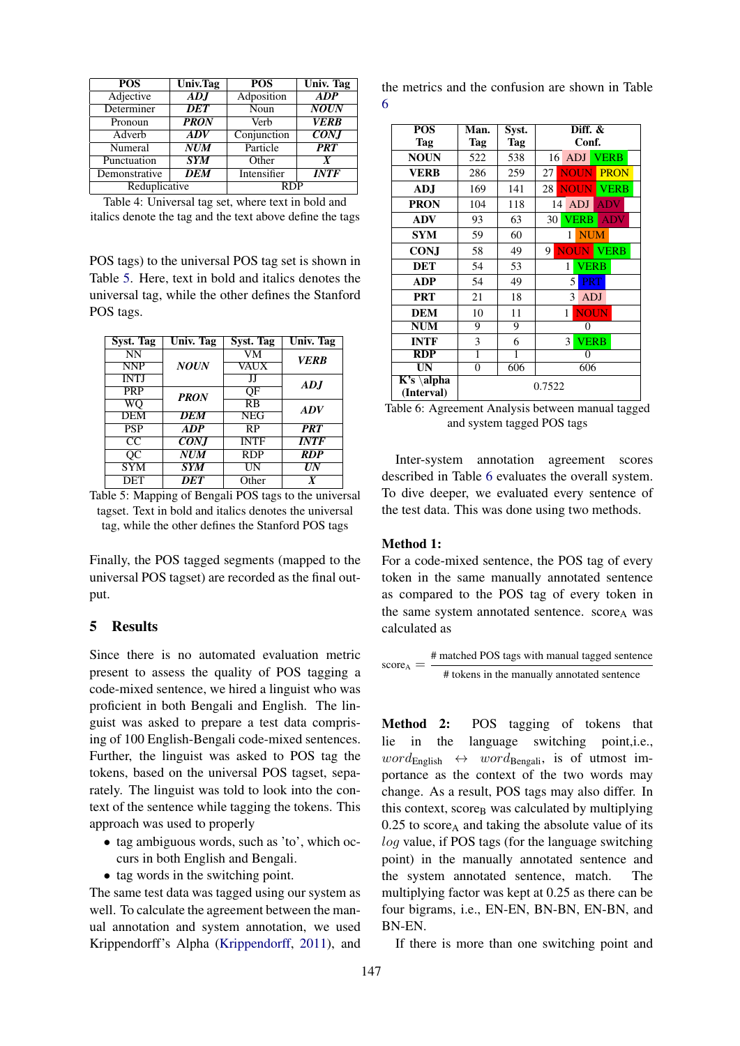| POS | Univ.Tag | POS | Univ. Tag |
|---|---|---|---|
| Adjective | ***ADJ*** | Adposition | ***ADP*** |
| Determiner | ***DET*** | Noun | ***NOUN*** |
| Pronoun | ***PRON*** | Verb | ***VERB*** |
| Adverb | ***ADV*** | Conjunction | ***CONJ*** |
| Numeral | ***NUM*** | Particle | ***PRT*** |
| Punctuation | ***SYM*** | Other | ***X*** |
| Demonstrative | ***DEM*** | Intensifier | ***INTF*** |
| Reduplicative | | RDP | |

Table 4: Universal tag set, where text in bold and italics denote the tag and the text above define the tags

POS tags) to the universal POS tag set is shown in Table 5. Here, text in bold and italics denotes the universal tag, while the other defines the Stanford POS tags.

| Syst. Tag | Univ. Tag | Syst. Tag | Univ. Tag |
|---|---|---|---|
| NN | ***NOUN*** | VM | ***VERB*** |
| NNP | | VAUX | |
| INTJ | | JJ | ***ADJ*** |
| PRP | ***PRON*** | QF | |
| WQ | | RB | ***ADV*** |
| DEM | ***DEM*** | NEG | |
| PSP | ***ADP*** | RP | ***PRT*** |
| CC | ***CONJ*** | INTF | ***INTF*** |
| QC | ***NUM*** | RDP | ***RDP*** |
| SYM | ***SYM*** | UN | ***UN*** |
| DET | ***DET*** | Other | ***X*** |

Table 5: Mapping of Bengali POS tags to the universal tagset. Text in bold and italics denotes the universal tag, while the other defines the Stanford POS tags

Finally, the POS tagged segments (mapped to the universal POS tagset) are recorded as the final output.

## 5 Results

Since there is no automated evaluation metric present to assess the quality of POS tagging a code-mixed sentence, we hired a linguist who was proficient in both Bengali and English. The linguist was asked to prepare a test data comprising of 100 English-Bengali code-mixed sentences. Further, the linguist was asked to POS tag the tokens, based on the universal POS tagset, separately. The linguist was told to look into the context of the sentence while tagging the tokens. This approach was used to properly

- tag ambiguous words, such as 'to', which occurs in both English and Bengali.
- tag words in the switching point.

The same test data was tagged using our system as well. To calculate the agreement between the manual annotation and system annotation, we used Krippendorff's Alpha (Krippendorff, 2011), and the metrics and the confusion are shown in Table 6

| POS Tag | Man. Tag | Syst. Tag | Diff. & Conf. |
|---|---|---|---|
| **NOUN** | 522 | 538 | 16 ADJ VERB |
| **VERB** | 286 | 259 | 27 NOUN PRON |
| **ADJ** | 169 | 141 | 28 NOUN VERB |
| **PRON** | 104 | 118 | 14 ADJ ADV |
| **ADV** | 93 | 63 | 30 VERB ADV |
| **SYM** | 59 | 60 | 1 NUM |
| **CONJ** | 58 | 49 | 9 NOUN VERB |
| **DET** | 54 | 53 | 1 VERB |
| **ADP** | 54 | 49 | 5 PRT |
| **PRT** | 21 | 18 | 3 ADJ |
| **DEM** | 10 | 11 | 1 NOUN |
| **NUM** | 9 | 9 | 0 |
| **INTF** | 3 | 6 | 3 VERB |
| **RDP** | 1 | 1 | 0 |
| **UN** | 0 | 606 | 606 |
| **K's \alpha (Interval)** | 0.7522 | | |

Table 6: Agreement Analysis between manual tagged and system tagged POS tags

Inter-system annotation agreement scores described in Table 6 evaluates the overall system. To dive deeper, we evaluated every sentence of the test data. This was done using two methods.

**Method 1:**
For a code-mixed sentence, the POS tag of every token in the same manually annotated sentence as compared to the POS tag of every token in the same system annotated sentence. $\text{score}_\text{A}$ was calculated as

$$\text{score}_\text{A} = \frac{\text{\# matched POS tags with manual tagged sentence}}{\text{\# tokens in the manually annotated sentence}}$$

**Method 2:** POS tagging of tokens that lie in the language switching point,i.e., $word_{\text{English}} \leftrightarrow word_{\text{Bengali}}$, is of utmost importance as the context of the two words may change. As a result, POS tags may also differ. In this context, $\text{score}_\text{B}$ was calculated by multiplying 0.25 to $\text{score}_\text{A}$ and taking the absolute value of its $log$ value, if POS tags (for the language switching point) in the manually annotated sentence and the system annotated sentence, match. The multiplying factor was kept at 0.25 as there can be four bigrams, i.e., EN-EN, BN-BN, EN-BN, and BN-EN.

If there is more than one switching point and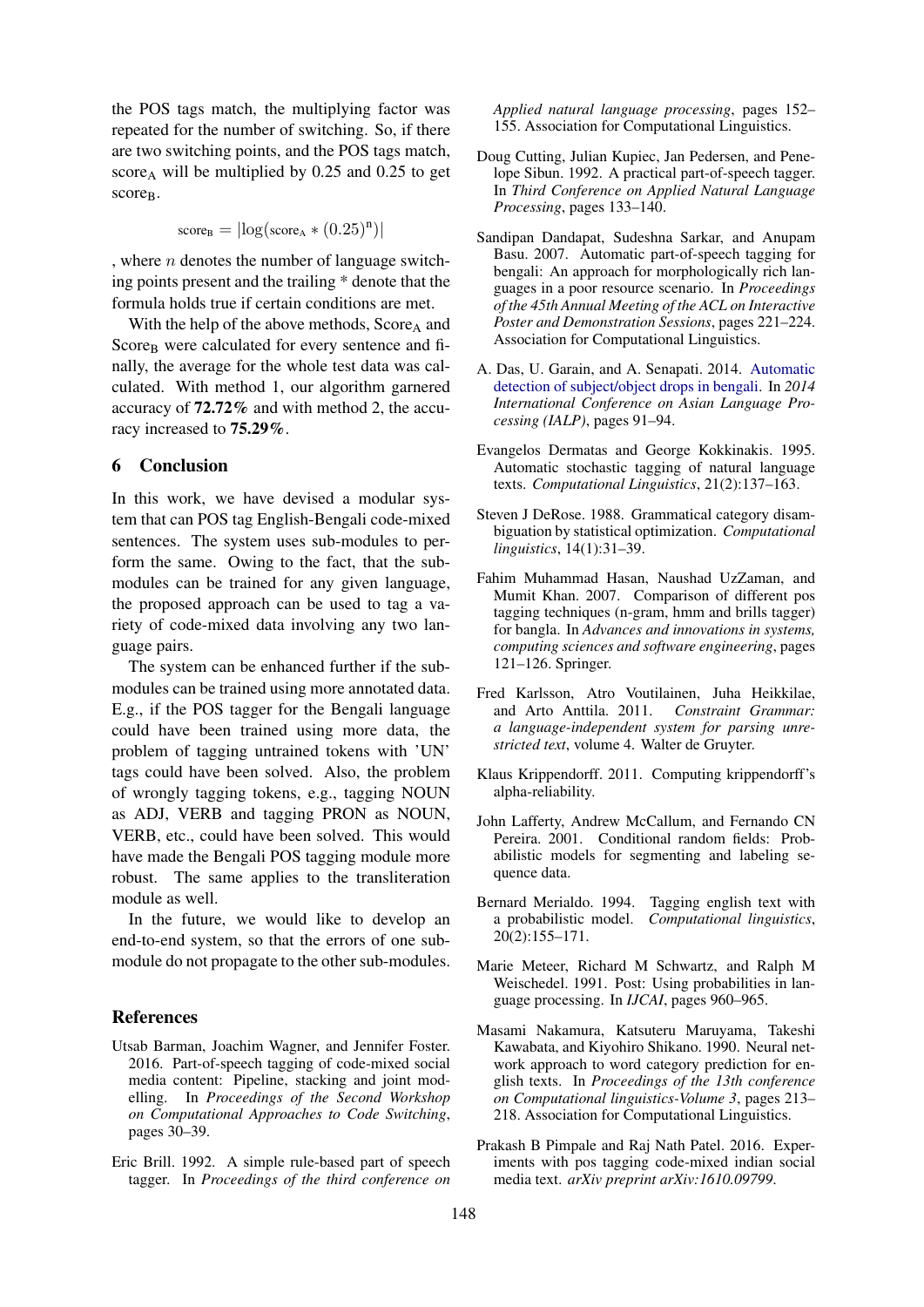the POS tags match, the multiplying factor was repeated for the number of switching. So, if there are two switching points, and the POS tags match, $\text{score}_\text{A}$ will be multiplied by 0.25 and 0.25 to get $\text{score}_\text{B}$.

$$\text{score}_\text{B} = |\log(\text{score}_\text{A} * (0.25)^\text{n})|$$

, where $n$ denotes the number of language switching points present and the trailing * denote that the formula holds true if certain conditions are met.

With the help of the above methods, $\text{Score}_\text{A}$ and $\text{Score}_\text{B}$ were calculated for every sentence and finally, the average for the whole test data was calculated. With method 1, our algorithm garnered accuracy of **72.72%** and with method 2, the accuracy increased to **75.29%**.

## 6 Conclusion

In this work, we have devised a modular system that can POS tag English-Bengali code-mixed sentences. The system uses sub-modules to perform the same. Owing to the fact, that the sub-modules can be trained for any given language, the proposed approach can be used to tag a variety of code-mixed data involving any two language pairs.

The system can be enhanced further if the sub-modules can be trained using more annotated data. E.g., if the POS tagger for the Bengali language could have been trained using more data, the problem of tagging untrained tokens with 'UN' tags could have been solved. Also, the problem of wrongly tagging tokens, e.g., tagging NOUN as ADJ, VERB and tagging PRON as NOUN, VERB, etc., could have been solved. This would have made the Bengali POS tagging module more robust. The same applies to the transliteration module as well.

In the future, we would like to develop an end-to-end system, so that the errors of one sub-module do not propagate to the other sub-modules.

## References

Utsab Barman, Joachim Wagner, and Jennifer Foster. 2016. Part-of-speech tagging of code-mixed social media content: Pipeline, stacking and joint modelling. In *Proceedings of the Second Workshop on Computational Approaches to Code Switching*, pages 30–39.

Eric Brill. 1992. A simple rule-based part of speech tagger. In *Proceedings of the third conference on Applied natural language processing*, pages 152–155. Association for Computational Linguistics.

Doug Cutting, Julian Kupiec, Jan Pedersen, and Penelope Sibun. 1992. A practical part-of-speech tagger. In *Third Conference on Applied Natural Language Processing*, pages 133–140.

Sandipan Dandapat, Sudeshna Sarkar, and Anupam Basu. 2007. Automatic part-of-speech tagging for bengali: An approach for morphologically rich languages in a poor resource scenario. In *Proceedings of the 45th Annual Meeting of the ACL on Interactive Poster and Demonstration Sessions*, pages 221–224. Association for Computational Linguistics.

A. Das, U. Garain, and A. Senapati. 2014. Automatic detection of subject/object drops in bengali. In *2014 International Conference on Asian Language Processing (IALP)*, pages 91–94.

Evangelos Dermatas and George Kokkinakis. 1995. Automatic stochastic tagging of natural language texts. *Computational Linguistics*, 21(2):137–163.

Steven J DeRose. 1988. Grammatical category disambiguation by statistical optimization. *Computational linguistics*, 14(1):31–39.

Fahim Muhammad Hasan, Naushad UzZaman, and Mumit Khan. 2007. Comparison of different pos tagging techniques (n-gram, hmm and brills tagger) for bangla. In *Advances and innovations in systems, computing sciences and software engineering*, pages 121–126. Springer.

Fred Karlsson, Atro Voutilainen, Juha Heikkilae, and Arto Anttila. 2011. *Constraint Grammar: a language-independent system for parsing unrestricted text*, volume 4. Walter de Gruyter.

Klaus Krippendorff. 2011. Computing krippendorff's alpha-reliability.

John Lafferty, Andrew McCallum, and Fernando CN Pereira. 2001. Conditional random fields: Probabilistic models for segmenting and labeling sequence data.

Bernard Merialdo. 1994. Tagging english text with a probabilistic model. *Computational linguistics*, 20(2):155–171.

Marie Meteer, Richard M Schwartz, and Ralph M Weischedel. 1991. Post: Using probabilities in language processing. In *IJCAI*, pages 960–965.

Masami Nakamura, Katsuteru Maruyama, Takeshi Kawabata, and Kiyohiro Shikano. 1990. Neural network approach to word category prediction for english texts. In *Proceedings of the 13th conference on Computational linguistics-Volume 3*, pages 213–218. Association for Computational Linguistics.

Prakash B Pimpale and Raj Nath Patel. 2016. Experiments with pos tagging code-mixed indian social media text. *arXiv preprint arXiv:1610.09799*.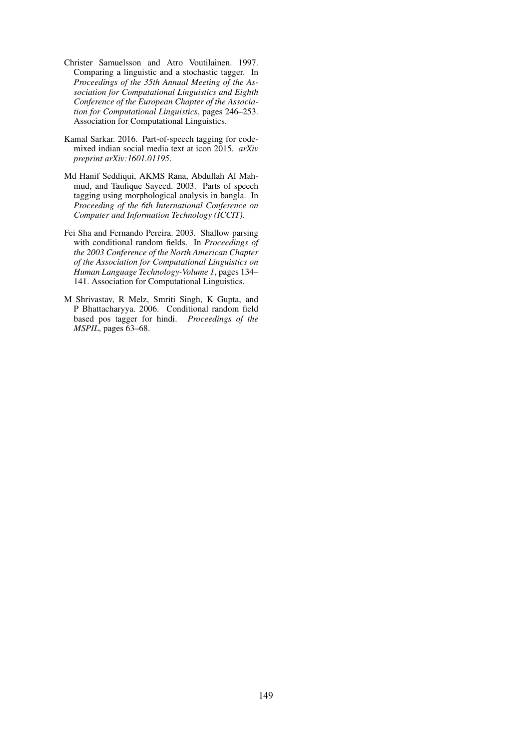Christer Samuelsson and Atro Voutilainen. 1997. Comparing a linguistic and a stochastic tagger. In *Proceedings of the 35th Annual Meeting of the Association for Computational Linguistics and Eighth Conference of the European Chapter of the Association for Computational Linguistics*, pages 246–253. Association for Computational Linguistics.

Kamal Sarkar. 2016. Part-of-speech tagging for code-mixed indian social media text at icon 2015. *arXiv preprint arXiv:1601.01195*.

Md Hanif Seddiqui, AKMS Rana, Abdullah Al Mahmud, and Taufique Sayeed. 2003. Parts of speech tagging using morphological analysis in bangla. In *Proceeding of the 6th International Conference on Computer and Information Technology (ICCIT)*.

Fei Sha and Fernando Pereira. 2003. Shallow parsing with conditional random fields. In *Proceedings of the 2003 Conference of the North American Chapter of the Association for Computational Linguistics on Human Language Technology-Volume 1*, pages 134–141. Association for Computational Linguistics.

M Shrivastav, R Melz, Smriti Singh, K Gupta, and P Bhattacharyya. 2006. Conditional random field based pos tagger for hindi. *Proceedings of the MSPIL*, pages 63–68.